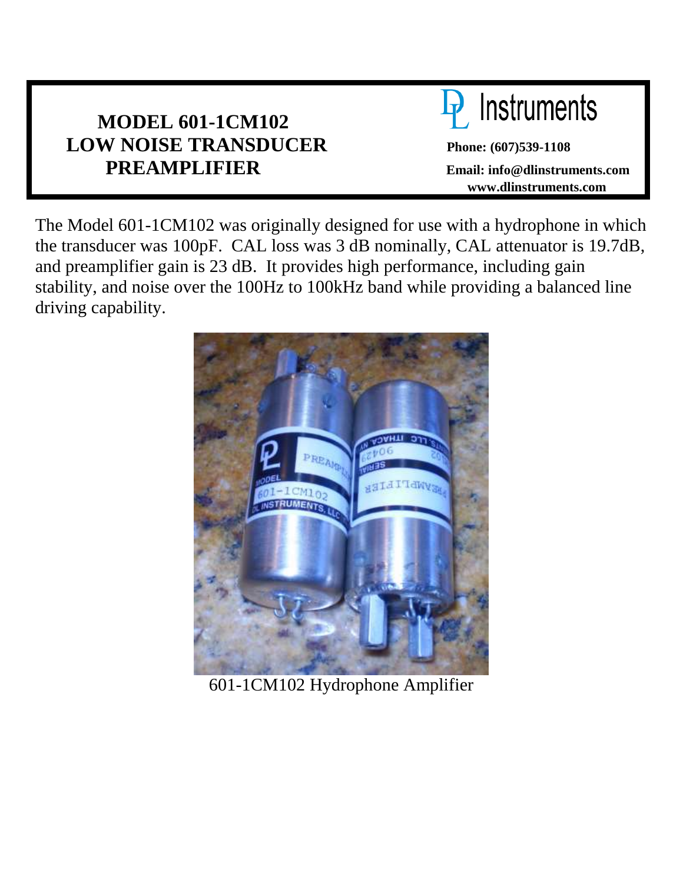# MODEL 601-1CM102 LOW NOISE TRANSDUCER PREAMPLIFIER

DL Instruments

**Phone: (607)539-1108**

**Email: info@dlinstruments.com**

**www.dlinstruments.com**

The Model 601-1CM102 was originally designed for use with a hydrophone in which the transducer was 100pF. CAL loss was 3 dB nominally, CAL attenuator is 19.7dB, and preamplifier gain is 23 dB. It provides high performance, including gain stability, and noise over the 100Hz to 100kHz band while providing a balanced line driving capability.

601-1CM102 Hydrophone Amplifier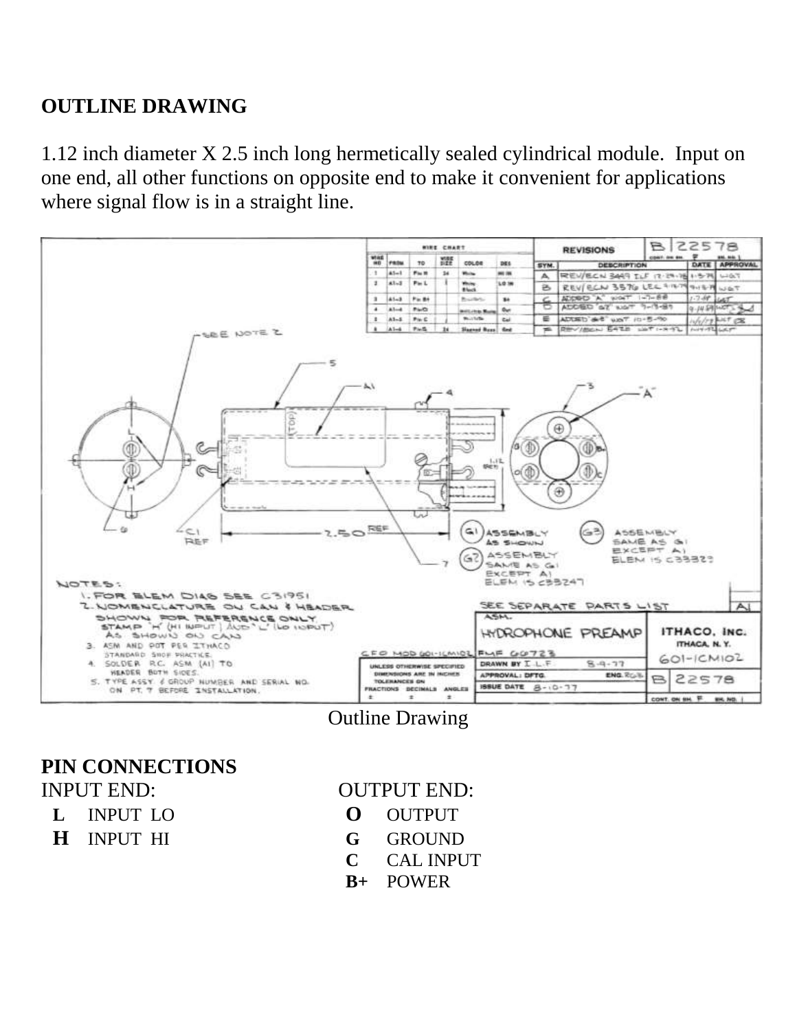**OUTLINE DRAWING**

1.12 inch diameter X 2.5 inch long hermetically sealed cylindrical module. Input on one end, all other functions on opposite end to make it convenient for applications where signal flow is in a straight line.

Outline Drawing

**PIN CONNECTIONS**

INPUT END:

- **L** INPUT LO
- **H** INPUT HI

OUTPUT END:

- **O** OUTPUT
- **G** GROUND
- **C** CAL INPUT
- **B+** POWER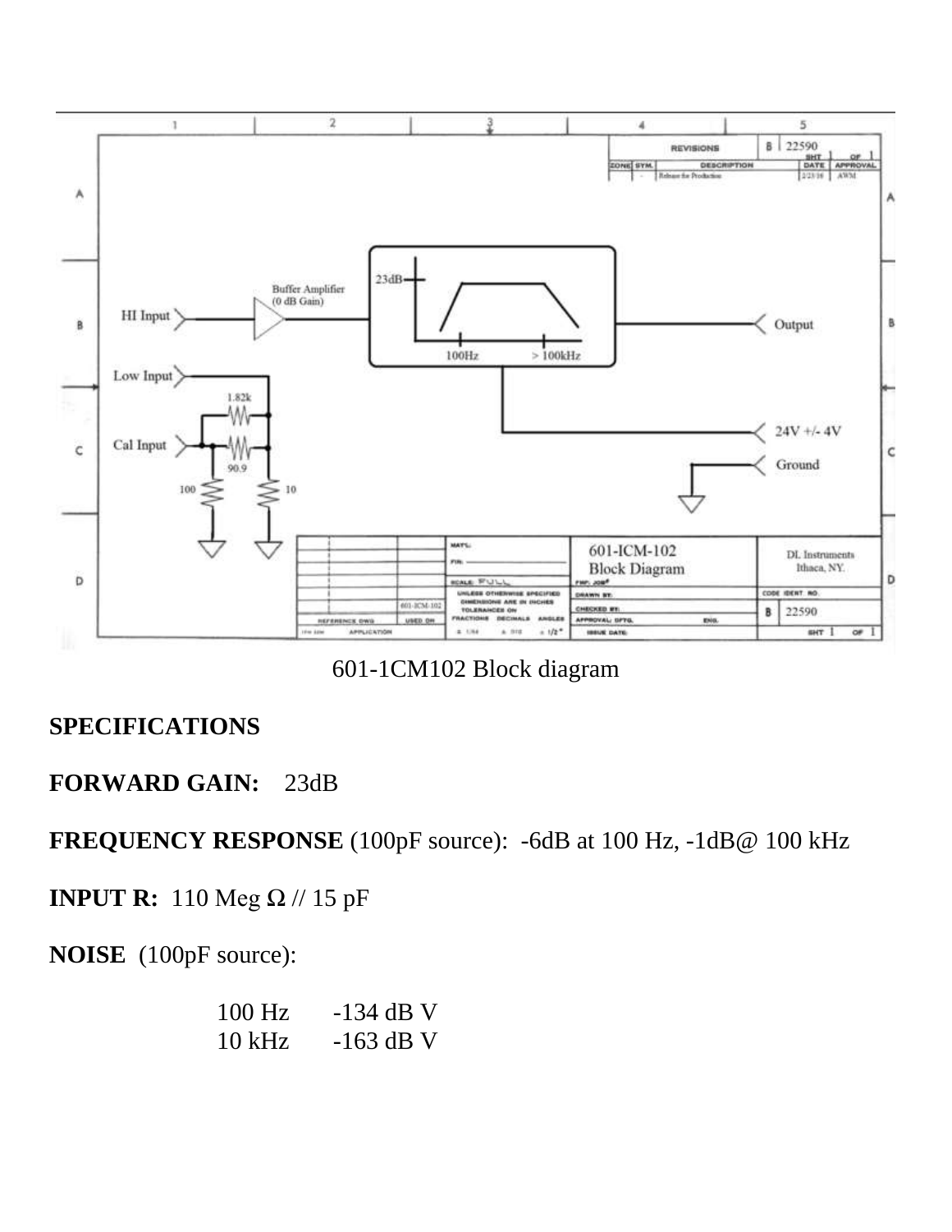601-1CM102 Block diagram

**SPECIFICATIONS**

**FORWARD GAIN:** 23dB

**FREQUENCY RESPONSE** (100pF source): -6dB at 100 Hz, -1dB@ 100 kHz

**INPUT R:** 110 Meg Ω // 15 pF

**NOISE** (100pF source):

| | |
|---|---|
| 100 Hz | -134 dB V |
| 10 kHz | -163 dB V |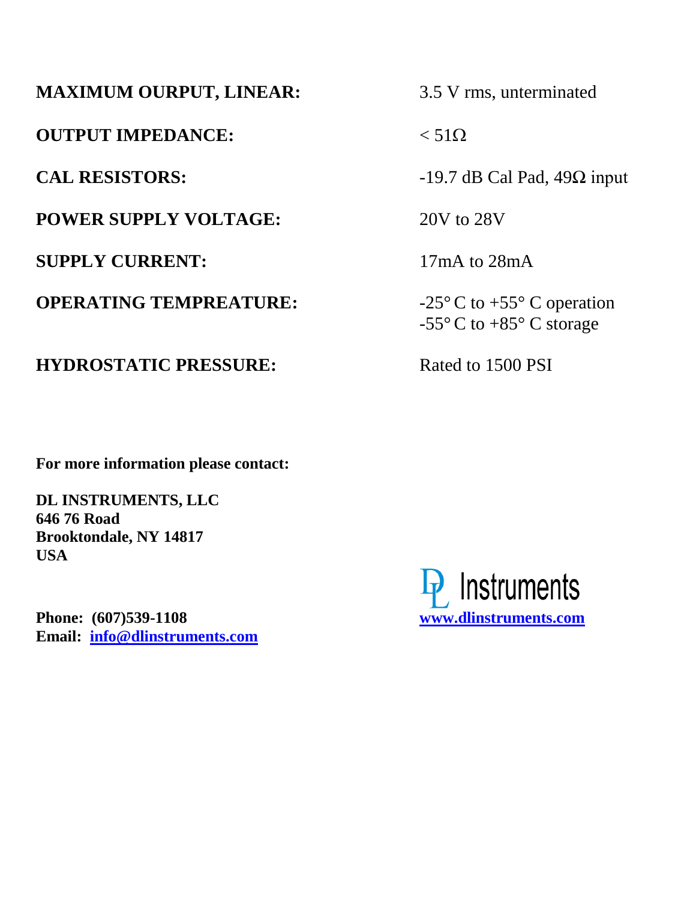| | |
|---|---|
| **MAXIMUM OURPUT, LINEAR:** | 3.5 V rms, unterminated |
| **OUTPUT IMPEDANCE:** | < 51Ω |
| **CAL RESISTORS:** | -19.7 dB Cal Pad, 49Ω input |
| **POWER SUPPLY VOLTAGE:** | 20V to 28V |
| **SUPPLY CURRENT:** | 17mA to 28mA |
| **OPERATING TEMPREATURE:** | -25° C to +55° C operation<br>-55° C to +85° C storage |
| **HYDROSTATIC PRESSURE:** | Rated to 1500 PSI |

**For more information please contact:**

**DL INSTRUMENTS, LLC**
**646 76 Road**
**Brooktondale, NY 14817**
**USA**

**Phone: (607)539-1108**
**Email: info@dlinstruments.com**

DL Instruments
**www.dlinstruments.com**